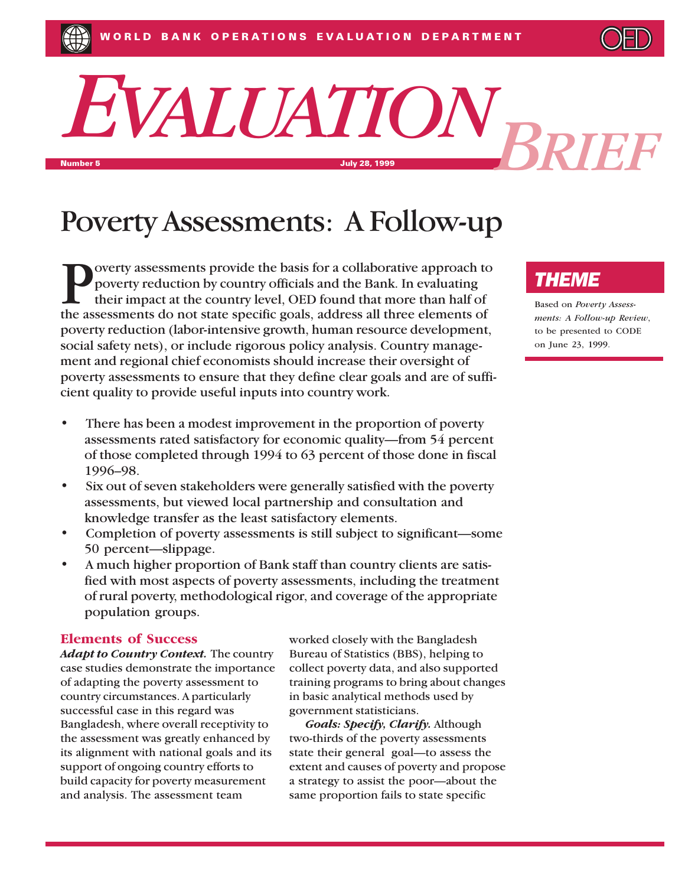WORLD BANK OPERATIONS EVALUATION DEPARTMENT

# EVALUATION BRIEF

Number 5 July 28, 1999

# Poverty Assessments: A Follow-up

Poverty assessments provide the basis for a collaborative approach to poverty reduction by country officials and the Bank. In evaluating their impact at the country level, OED found that more than half of the assessments do not state specific goals, address all three elements of poverty reduction (labor-intensive growth, human resource development, social safety nets), or include rigorous policy analysis. Country management and regional chief economists should increase their oversight of poverty assessments to ensure that they define clear goals and are of sufficient quality to provide useful inputs into country work.

- There has been a modest improvement in the proportion of poverty assessments rated satisfactory for economic quality—from 54 percent of those completed through 1994 to 63 percent of those done in fiscal 1996–98.
- Six out of seven stakeholders were generally satisfied with the poverty assessments, but viewed local partnership and consultation and knowledge transfer as the least satisfactory elements.
- Completion of poverty assessments is still subject to significant—some 50 percent—slippage.
- A much higher proportion of Bank staff than country clients are satisfied with most aspects of poverty assessments, including the treatment of rural poverty, methodological rigor, and coverage of the appropriate population groups.

## THEME

Based on *Poverty Assessments: A Follow-up Review*, to be presented to CODE on June 23, 1999.

## Elements of Success

***Adapt to Country Context.*** The country case studies demonstrate the importance of adapting the poverty assessment to country circumstances. A particularly successful case in this regard was Bangladesh, where overall receptivity to the assessment was greatly enhanced by its alignment with national goals and its support of ongoing country efforts to build capacity for poverty measurement and analysis. The assessment team worked closely with the Bangladesh Bureau of Statistics (BBS), helping to collect poverty data, and also supported training programs to bring about changes in basic analytical methods used by government statisticians.

***Goals: Specify, Clarify.*** Although two-thirds of the poverty assessments state their general goal—to assess the extent and causes of poverty and propose a strategy to assist the poor—about the same proportion fails to state specific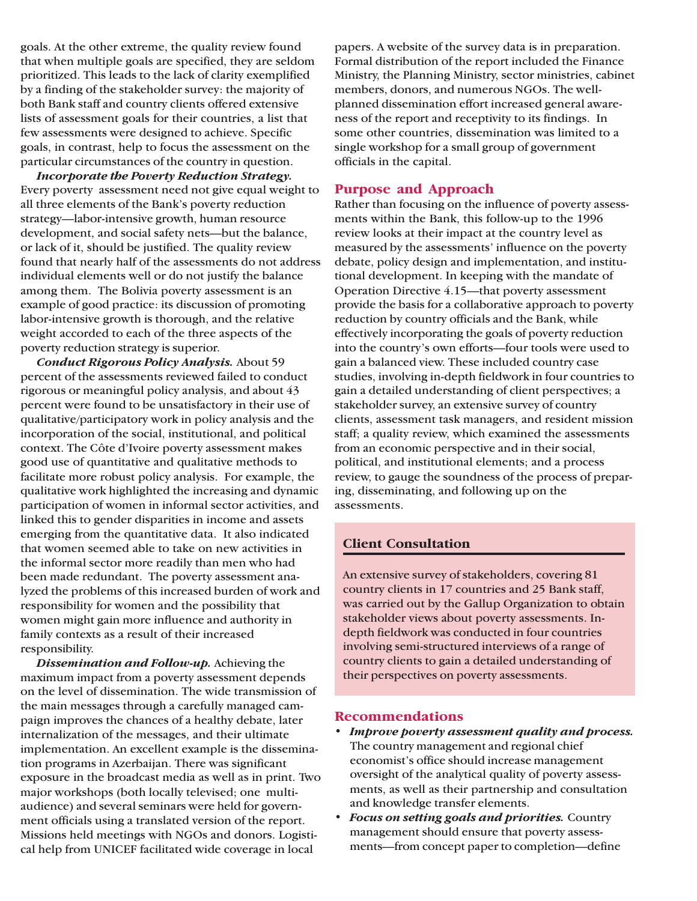goals. At the other extreme, the quality review found that when multiple goals are specified, they are seldom prioritized. This leads to the lack of clarity exemplified by a finding of the stakeholder survey: the majority of both Bank staff and country clients offered extensive lists of assessment goals for their countries, a list that few assessments were designed to achieve. Specific goals, in contrast, help to focus the assessment on the particular circumstances of the country in question.

***Incorporate the Poverty Reduction Strategy.*** Every poverty assessment need not give equal weight to all three elements of the Bank's poverty reduction strategy—labor-intensive growth, human resource development, and social safety nets—but the balance, or lack of it, should be justified. The quality review found that nearly half of the assessments do not address individual elements well or do not justify the balance among them. The Bolivia poverty assessment is an example of good practice: its discussion of promoting labor-intensive growth is thorough, and the relative weight accorded to each of the three aspects of the poverty reduction strategy is superior.

***Conduct Rigorous Policy Analysis.*** About 59 percent of the assessments reviewed failed to conduct rigorous or meaningful policy analysis, and about 43 percent were found to be unsatisfactory in their use of qualitative/participatory work in policy analysis and the incorporation of the social, institutional, and political context. The Côte d'Ivoire poverty assessment makes good use of quantitative and qualitative methods to facilitate more robust policy analysis. For example, the qualitative work highlighted the increasing and dynamic participation of women in informal sector activities, and linked this to gender disparities in income and assets emerging from the quantitative data. It also indicated that women seemed able to take on new activities in the informal sector more readily than men who had been made redundant. The poverty assessment analyzed the problems of this increased burden of work and responsibility for women and the possibility that women might gain more influence and authority in family contexts as a result of their increased responsibility.

***Dissemination and Follow-up.*** Achieving the maximum impact from a poverty assessment depends on the level of dissemination. The wide transmission of the main messages through a carefully managed campaign improves the chances of a healthy debate, later internalization of the messages, and their ultimate implementation. An excellent example is the dissemination programs in Azerbaijan. There was significant exposure in the broadcast media as well as in print. Two major workshops (both locally televised; one multi-audience) and several seminars were held for government officials using a translated version of the report. Missions held meetings with NGOs and donors. Logistical help from UNICEF facilitated wide coverage in local papers. A website of the survey data is in preparation. Formal distribution of the report included the Finance Ministry, the Planning Ministry, sector ministries, cabinet members, donors, and numerous NGOs. The well-planned dissemination effort increased general awareness of the report and receptivity to its findings. In some other countries, dissemination was limited to a single workshop for a small group of government officials in the capital.

## Purpose and Approach

Rather than focusing on the influence of poverty assessments within the Bank, this follow-up to the 1996 review looks at their impact at the country level as measured by the assessments' influence on the poverty debate, policy design and implementation, and institutional development. In keeping with the mandate of Operation Directive 4.15—that poverty assessment provide the basis for a collaborative approach to poverty reduction by country officials and the Bank, while effectively incorporating the goals of poverty reduction into the country's own efforts—four tools were used to gain a balanced view. These included country case studies, involving in-depth fieldwork in four countries to gain a detailed understanding of client perspectives; a stakeholder survey, an extensive survey of country clients, assessment task managers, and resident mission staff; a quality review, which examined the assessments from an economic perspective and in their social, political, and institutional elements; and a process review, to gauge the soundness of the process of preparing, disseminating, and following up on the assessments.

### Client Consultation

An extensive survey of stakeholders, covering 81 country clients in 17 countries and 25 Bank staff, was carried out by the Gallup Organization to obtain stakeholder views about poverty assessments. In-depth fieldwork was conducted in four countries involving semi-structured interviews of a range of country clients to gain a detailed understanding of their perspectives on poverty assessments.

## Recommendations

- ***Improve poverty assessment quality and process.*** The country management and regional chief economist's office should increase management oversight of the analytical quality of poverty assessments, as well as their partnership and consultation and knowledge transfer elements.
- ***Focus on setting goals and priorities.*** Country management should ensure that poverty assessments—from concept paper to completion—define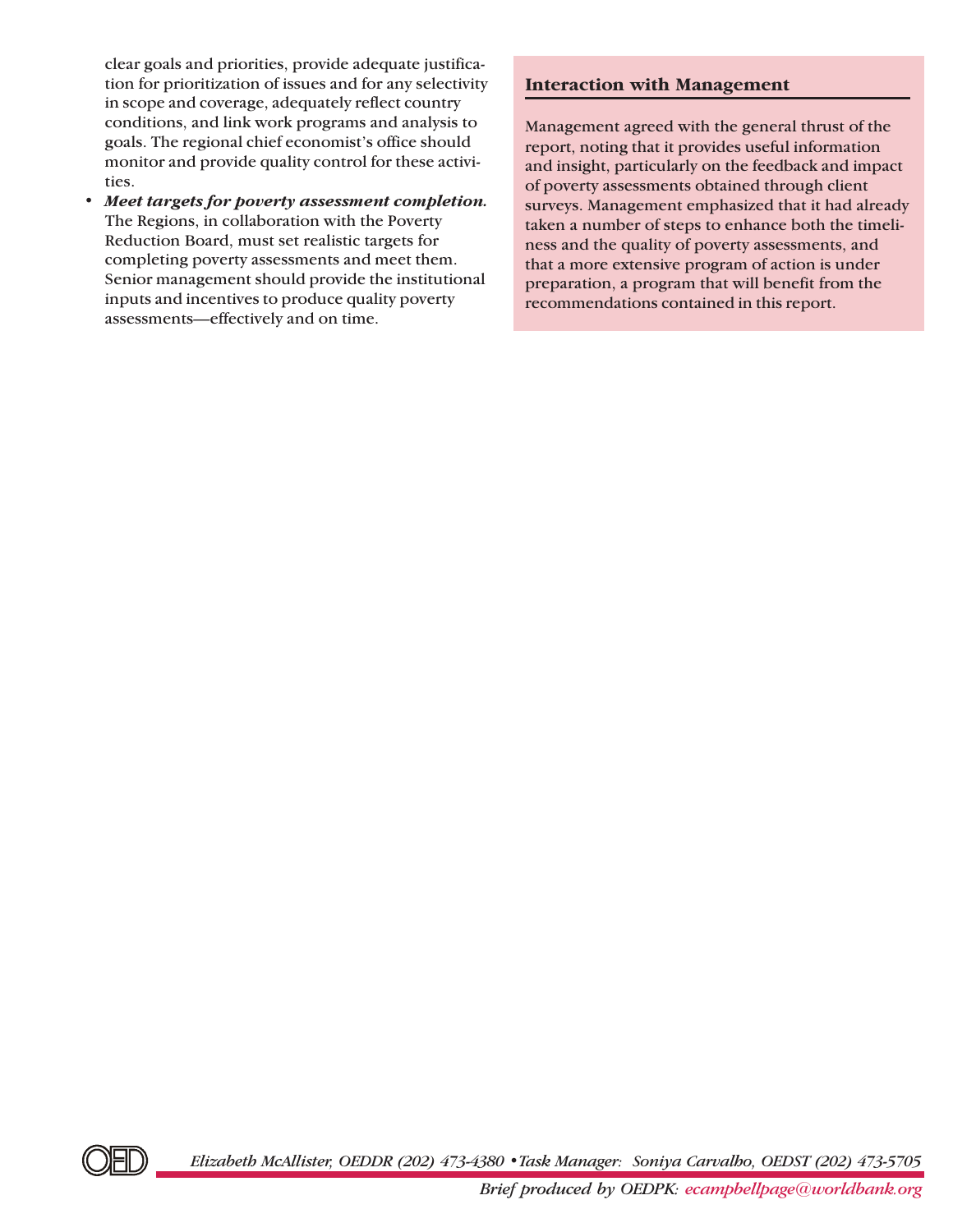clear goals and priorities, provide adequate justification for prioritization of issues and for any selectivity in scope and coverage, adequately reflect country conditions, and link work programs and analysis to goals. The regional chief economist's office should monitor and provide quality control for these activities.

- ***Meet targets for poverty assessment completion.*** The Regions, in collaboration with the Poverty Reduction Board, must set realistic targets for completing poverty assessments and meet them. Senior management should provide the institutional inputs and incentives to produce quality poverty assessments—effectively and on time.

### Interaction with Management

Management agreed with the general thrust of the report, noting that it provides useful information and insight, particularly on the feedback and impact of poverty assessments obtained through client surveys. Management emphasized that it had already taken a number of steps to enhance both the timeliness and the quality of poverty assessments, and that a more extensive program of action is under preparation, a program that will benefit from the recommendations contained in this report.

*Elizabeth McAllister, OEDDR (202) 473-4380 • Task Manager: Soniya Carvalho, OEDST (202) 473-5705*

*Brief produced by OEDPK: ecampbellpage@worldbank.org*